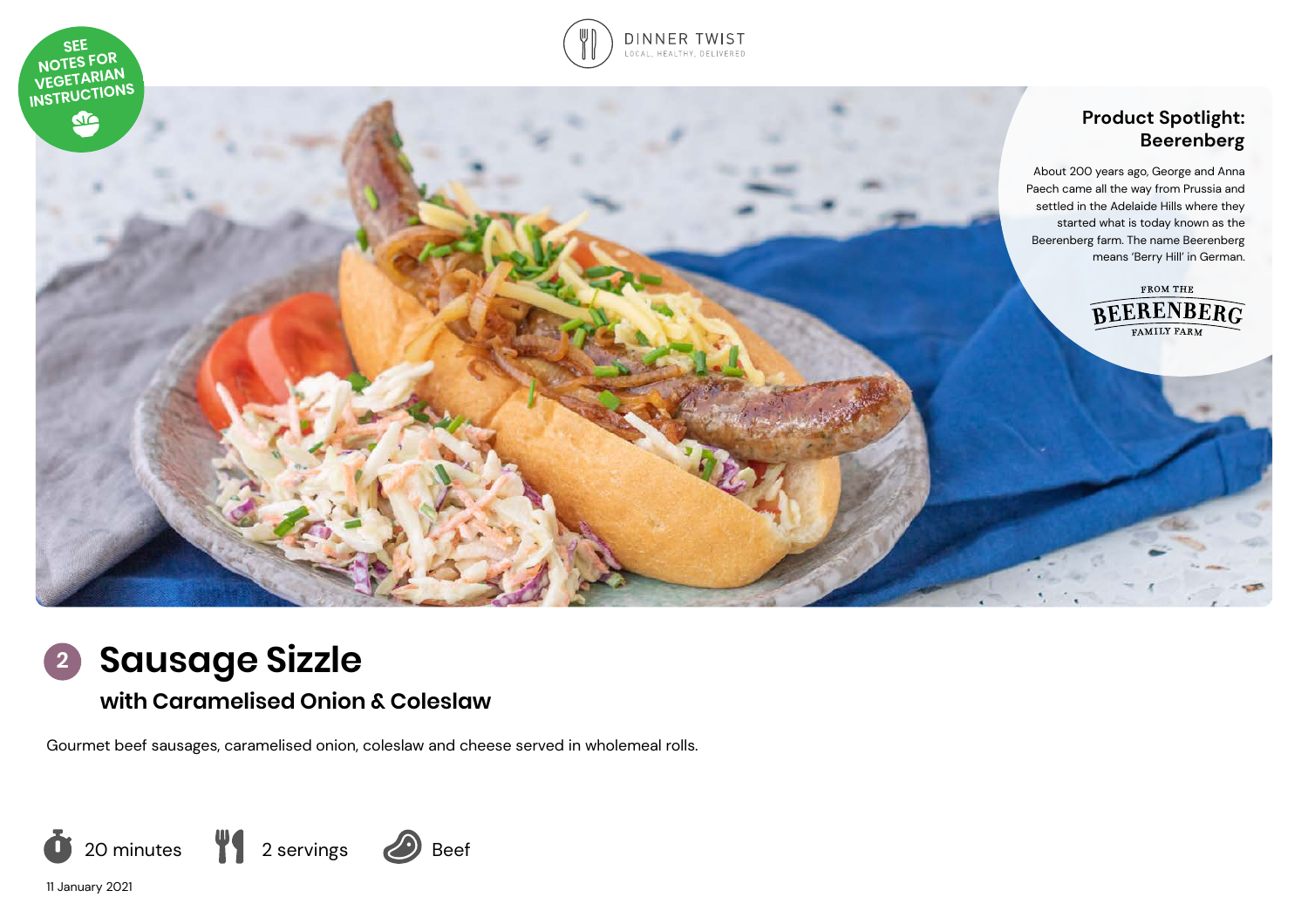SEE NOTES FOR VEGETARIAN INSTRUCTIONS

DINNER TWIST
LOCAL, HEALTHY, DELIVERED

**Product Spotlight: Beerenberg**

About 200 years ago, George and Anna Paech came all the way from Prussia and settled in the Adelaide Hills where they started what is today known as the Beerenberg farm. The name Beerenberg means 'Berry Hill' in German.

FROM THE BEERENBERG FAMILY FARM

# 2 Sausage Sizzle

## with Caramelised Onion & Coleslaw

Gourmet beef sausages, caramelised onion, coleslaw and cheese served in wholemeal rolls.

20 minutes | 2 servings | Beef

11 January 2021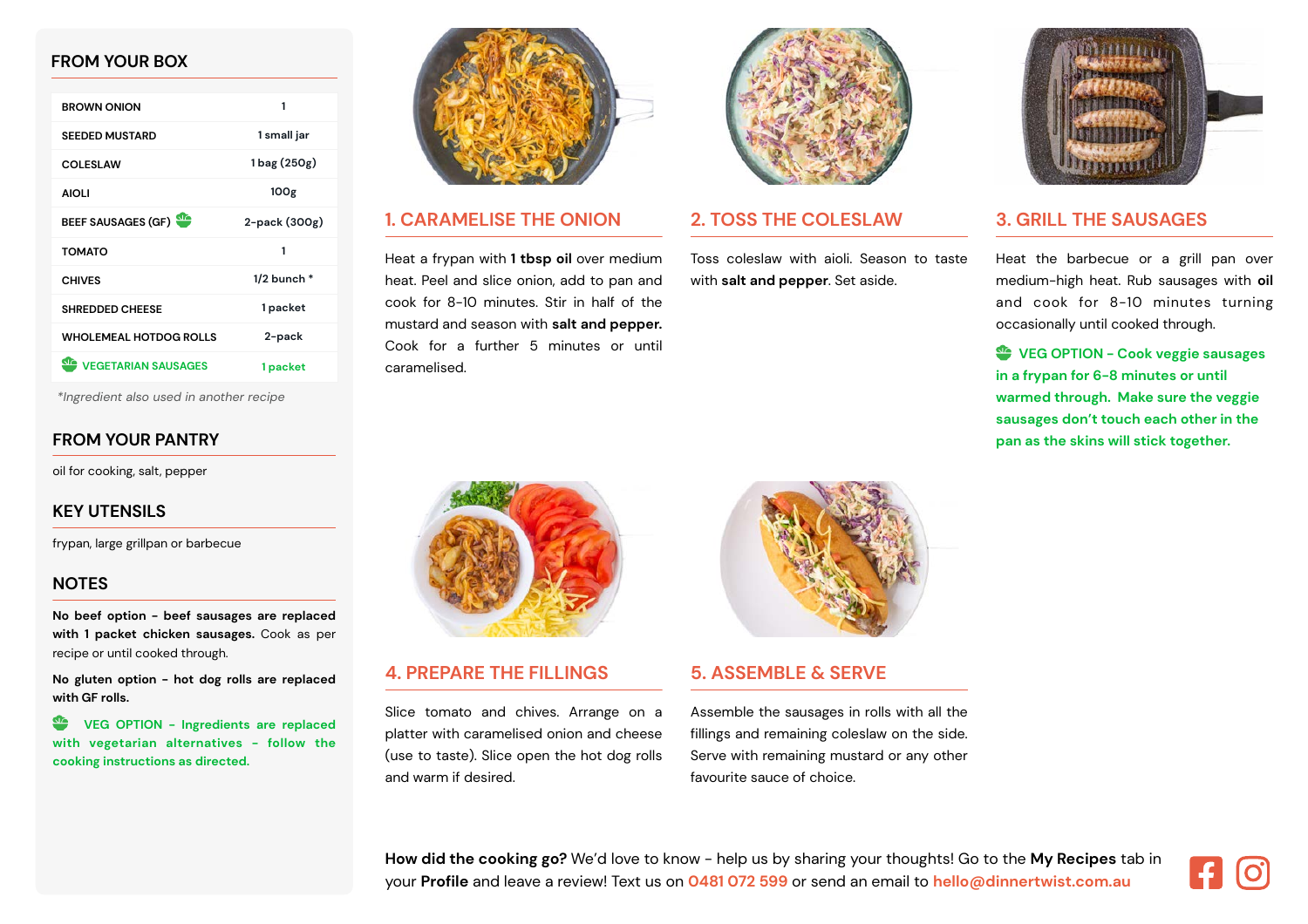## FROM YOUR BOX

| | |
|---|---|
| BROWN ONION | 1 |
| SEEDED MUSTARD | 1 small jar |
| COLESLAW | 1 bag (250g) |
| AIOLI | 100g |
| BEEF SAUSAGES (GF) | 2-pack (300g) |
| TOMATO | 1 |
| CHIVES | 1/2 bunch * |
| SHREDDED CHEESE | 1 packet |
| WHOLEMEAL HOTDOG ROLLS | 2-pack |
| VEGETARIAN SAUSAGES | 1 packet |

*Ingredient also used in another recipe

## FROM YOUR PANTRY

oil for cooking, salt, pepper

## KEY UTENSILS

frypan, large grillpan or barbecue

## NOTES

**No beef option - beef sausages are replaced with 1 packet chicken sausages.** Cook as per recipe or until cooked through.

**No gluten option - hot dog rolls are replaced with GF rolls.**

**VEG OPTION - Ingredients are replaced with vegetarian alternatives - follow the cooking instructions as directed.**

## 1. CARAMELISE THE ONION

Heat a frypan with **1 tbsp oil** over medium heat. Peel and slice onion, add to pan and cook for 8-10 minutes. Stir in half of the mustard and season with **salt and pepper.** Cook for a further 5 minutes or until caramelised.

## 2. TOSS THE COLESLAW

Toss coleslaw with aioli. Season to taste with **salt and pepper**. Set aside.

## 3. GRILL THE SAUSAGES

Heat the barbecue or a grill pan over medium-high heat. Rub sausages with **oil** and cook for 8-10 minutes turning occasionally until cooked through.

**VEG OPTION - Cook veggie sausages in a frypan for 6-8 minutes or until warmed through. Make sure the veggie sausages don't touch each other in the pan as the skins will stick together.**

## 4. PREPARE THE FILLINGS

Slice tomato and chives. Arrange on a platter with caramelised onion and cheese (use to taste). Slice open the hot dog rolls and warm if desired.

## 5. ASSEMBLE & SERVE

Assemble the sausages in rolls with all the fillings and remaining coleslaw on the side. Serve with remaining mustard or any other favourite sauce of choice.

**How did the cooking go?** We'd love to know - help us by sharing your thoughts! Go to the **My Recipes** tab in your **Profile** and leave a review! Text us on 0481 072 599 or send an email to hello@dinnertwist.com.au